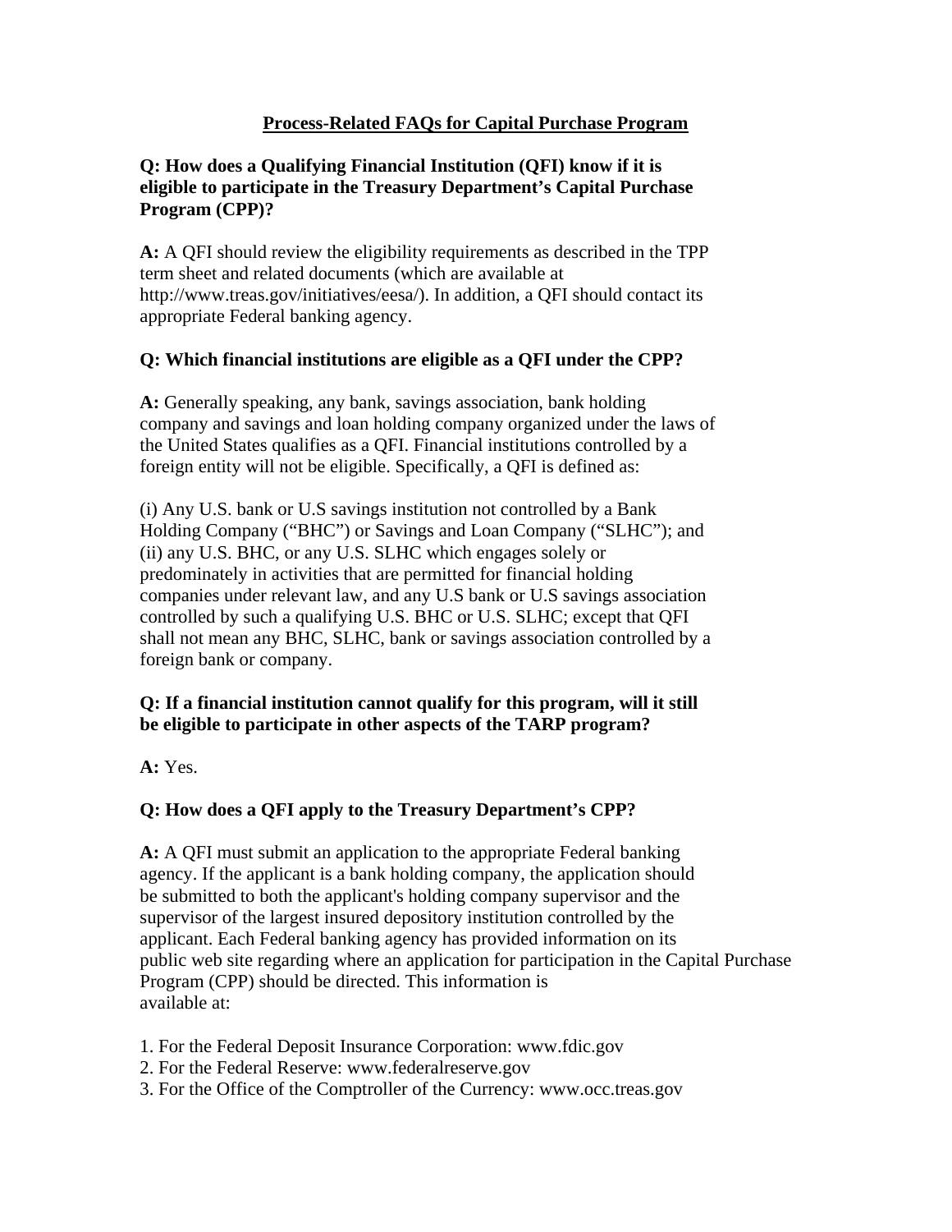# Process-Related FAQs for Capital Purchase Program

**Q: How does a Qualifying Financial Institution (QFI) know if it is eligible to participate in the Treasury Department's Capital Purchase Program (CPP)?**

**A:** A QFI should review the eligibility requirements as described in the TPP term sheet and related documents (which are available at http://www.treas.gov/initiatives/eesa/). In addition, a QFI should contact its appropriate Federal banking agency.

**Q: Which financial institutions are eligible as a QFI under the CPP?**

**A:** Generally speaking, any bank, savings association, bank holding company and savings and loan holding company organized under the laws of the United States qualifies as a QFI. Financial institutions controlled by a foreign entity will not be eligible. Specifically, a QFI is defined as:

(i) Any U.S. bank or U.S savings institution not controlled by a Bank Holding Company ("BHC") or Savings and Loan Company ("SLHC"); and (ii) any U.S. BHC, or any U.S. SLHC which engages solely or predominately in activities that are permitted for financial holding companies under relevant law, and any U.S bank or U.S savings association controlled by such a qualifying U.S. BHC or U.S. SLHC; except that QFI shall not mean any BHC, SLHC, bank or savings association controlled by a foreign bank or company.

**Q: If a financial institution cannot qualify for this program, will it still be eligible to participate in other aspects of the TARP program?**

**A:** Yes.

**Q: How does a QFI apply to the Treasury Department's CPP?**

**A:** A QFI must submit an application to the appropriate Federal banking agency. If the applicant is a bank holding company, the application should be submitted to both the applicant's holding company supervisor and the supervisor of the largest insured depository institution controlled by the applicant. Each Federal banking agency has provided information on its public web site regarding where an application for participation in the Capital Purchase Program (CPP) should be directed. This information is available at:

1. For the Federal Deposit Insurance Corporation: www.fdic.gov
2. For the Federal Reserve: www.federalreserve.gov
3. For the Office of the Comptroller of the Currency: www.occ.treas.gov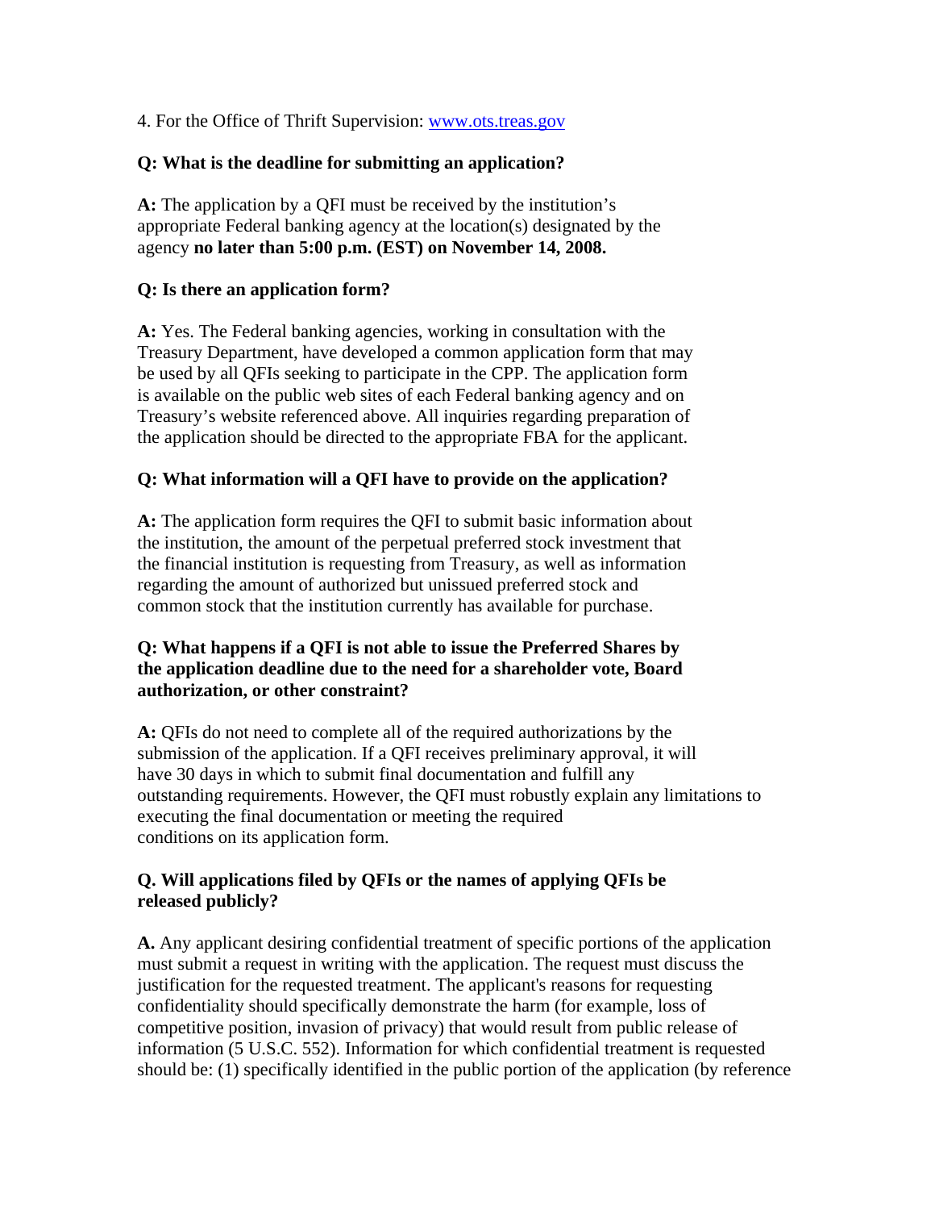4. For the Office of Thrift Supervision: www.ots.treas.gov

**Q: What is the deadline for submitting an application?**

**A:** The application by a QFI must be received by the institution's appropriate Federal banking agency at the location(s) designated by the agency **no later than 5:00 p.m. (EST) on November 14, 2008.**

**Q: Is there an application form?**

**A:** Yes. The Federal banking agencies, working in consultation with the Treasury Department, have developed a common application form that may be used by all QFIs seeking to participate in the CPP. The application form is available on the public web sites of each Federal banking agency and on Treasury's website referenced above. All inquiries regarding preparation of the application should be directed to the appropriate FBA for the applicant.

**Q: What information will a QFI have to provide on the application?**

**A:** The application form requires the QFI to submit basic information about the institution, the amount of the perpetual preferred stock investment that the financial institution is requesting from Treasury, as well as information regarding the amount of authorized but unissued preferred stock and common stock that the institution currently has available for purchase.

**Q: What happens if a QFI is not able to issue the Preferred Shares by the application deadline due to the need for a shareholder vote, Board authorization, or other constraint?**

**A:** QFIs do not need to complete all of the required authorizations by the submission of the application. If a QFI receives preliminary approval, it will have 30 days in which to submit final documentation and fulfill any outstanding requirements. However, the QFI must robustly explain any limitations to executing the final documentation or meeting the required conditions on its application form.

**Q. Will applications filed by QFIs or the names of applying QFIs be released publicly?**

**A.** Any applicant desiring confidential treatment of specific portions of the application must submit a request in writing with the application. The request must discuss the justification for the requested treatment. The applicant's reasons for requesting confidentiality should specifically demonstrate the harm (for example, loss of competitive position, invasion of privacy) that would result from public release of information (5 U.S.C. 552). Information for which confidential treatment is requested should be: (1) specifically identified in the public portion of the application (by reference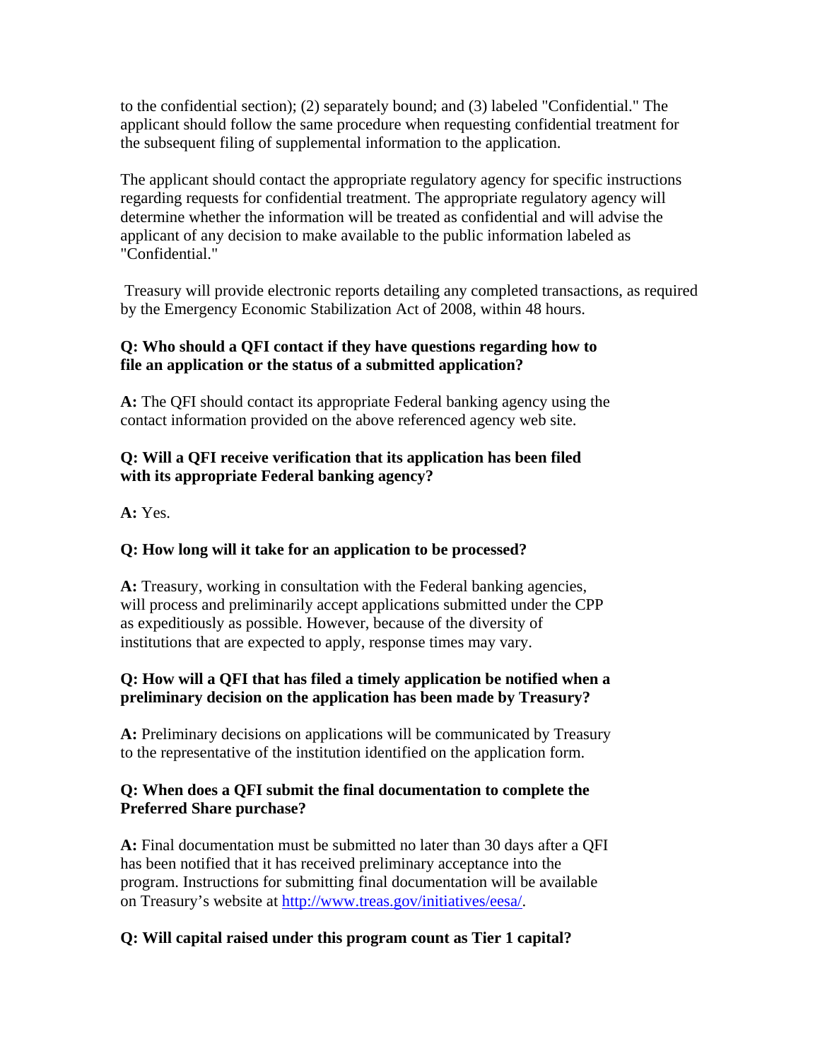to the confidential section); (2) separately bound; and (3) labeled "Confidential." The applicant should follow the same procedure when requesting confidential treatment for the subsequent filing of supplemental information to the application.

The applicant should contact the appropriate regulatory agency for specific instructions regarding requests for confidential treatment. The appropriate regulatory agency will determine whether the information will be treated as confidential and will advise the applicant of any decision to make available to the public information labeled as "Confidential."

Treasury will provide electronic reports detailing any completed transactions, as required by the Emergency Economic Stabilization Act of 2008, within 48 hours.

**Q: Who should a QFI contact if they have questions regarding how to file an application or the status of a submitted application?**

**A:** The QFI should contact its appropriate Federal banking agency using the contact information provided on the above referenced agency web site.

**Q: Will a QFI receive verification that its application has been filed with its appropriate Federal banking agency?**

**A:** Yes.

**Q: How long will it take for an application to be processed?**

**A:** Treasury, working in consultation with the Federal banking agencies, will process and preliminarily accept applications submitted under the CPP as expeditiously as possible. However, because of the diversity of institutions that are expected to apply, response times may vary.

**Q: How will a QFI that has filed a timely application be notified when a preliminary decision on the application has been made by Treasury?**

**A:** Preliminary decisions on applications will be communicated by Treasury to the representative of the institution identified on the application form.

**Q: When does a QFI submit the final documentation to complete the Preferred Share purchase?**

**A:** Final documentation must be submitted no later than 30 days after a QFI has been notified that it has received preliminary acceptance into the program. Instructions for submitting final documentation will be available on Treasury's website at [http://www.treas.gov/initiatives/eesa/](http://www.treas.gov/initiatives/eesa/).

**Q: Will capital raised under this program count as Tier 1 capital?**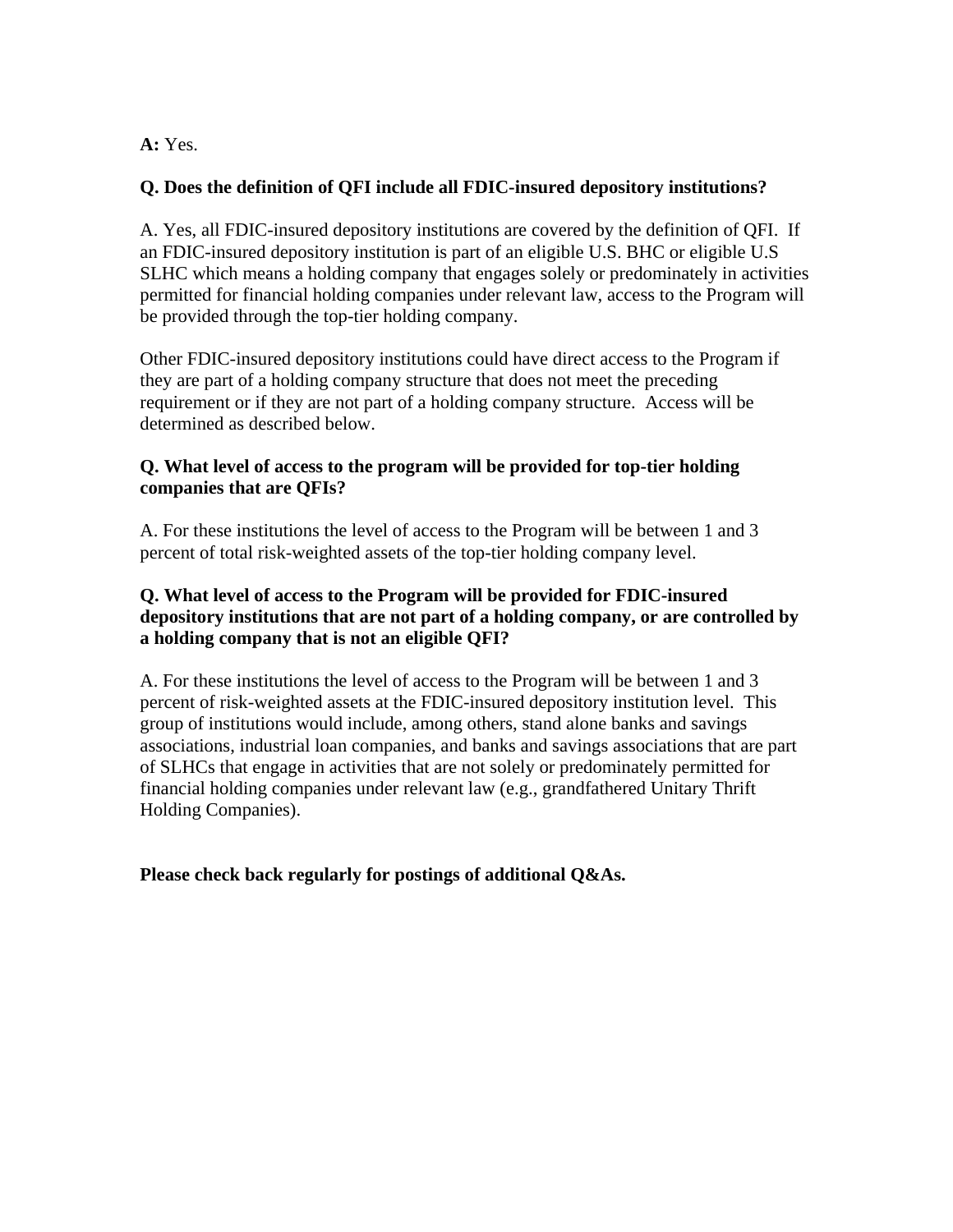**A:** Yes.

**Q. Does the definition of QFI include all FDIC-insured depository institutions?**

A. Yes, all FDIC-insured depository institutions are covered by the definition of QFI. If an FDIC-insured depository institution is part of an eligible U.S. BHC or eligible U.S SLHC which means a holding company that engages solely or predominately in activities permitted for financial holding companies under relevant law, access to the Program will be provided through the top-tier holding company.

Other FDIC-insured depository institutions could have direct access to the Program if they are part of a holding company structure that does not meet the preceding requirement or if they are not part of a holding company structure. Access will be determined as described below.

**Q. What level of access to the program will be provided for top-tier holding companies that are QFIs?**

A. For these institutions the level of access to the Program will be between 1 and 3 percent of total risk-weighted assets of the top-tier holding company level.

**Q. What level of access to the Program will be provided for FDIC-insured depository institutions that are not part of a holding company, or are controlled by a holding company that is not an eligible QFI?**

A. For these institutions the level of access to the Program will be between 1 and 3 percent of risk-weighted assets at the FDIC-insured depository institution level. This group of institutions would include, among others, stand alone banks and savings associations, industrial loan companies, and banks and savings associations that are part of SLHCs that engage in activities that are not solely or predominately permitted for financial holding companies under relevant law (e.g., grandfathered Unitary Thrift Holding Companies).

**Please check back regularly for postings of additional Q&As.**